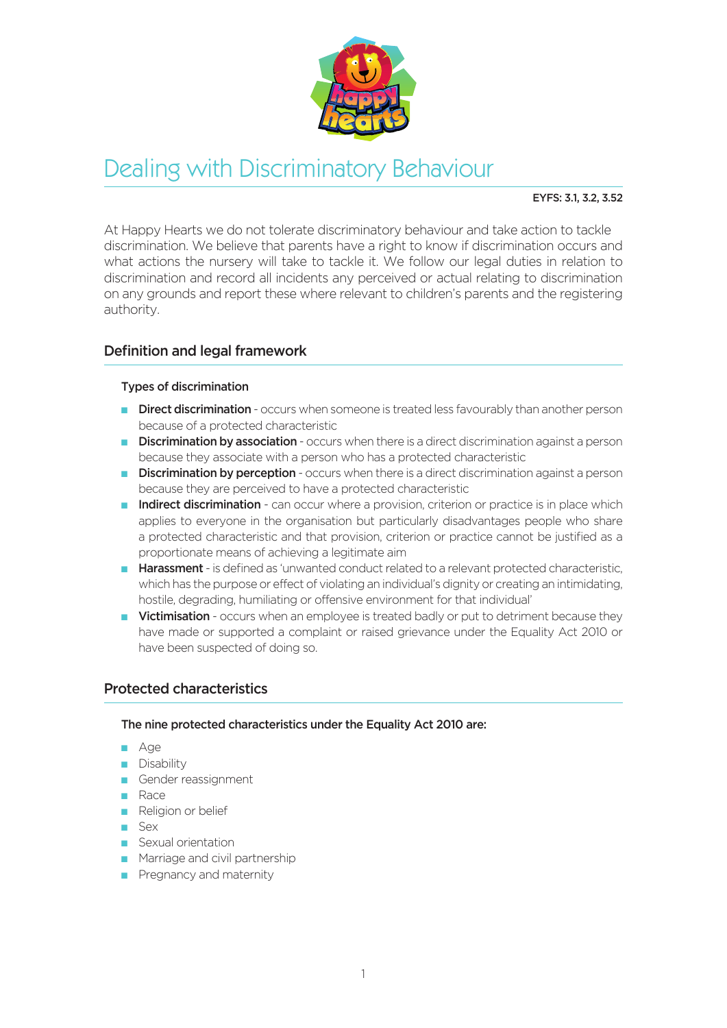# Dealing with Discriminatory Behaviour

**EYFS: 3.1, 3.2, 3.52**

At Happy Hearts we do not tolerate discriminatory behaviour and take action to tackle discrimination. We believe that parents have a right to know if discrimination occurs and what actions the nursery will take to tackle it. We follow our legal duties in relation to discrimination and record all incidents any perceived or actual relating to discrimination on any grounds and report these where relevant to children's parents and the registering authority.

## Definition and legal framework

### Types of discrimination

- **Direct discrimination** - occurs when someone is treated less favourably than another person because of a protected characteristic
- **Discrimination by association** - occurs when there is a direct discrimination against a person because they associate with a person who has a protected characteristic
- **Discrimination by perception** - occurs when there is a direct discrimination against a person because they are perceived to have a protected characteristic
- **Indirect discrimination** - can occur where a provision, criterion or practice is in place which applies to everyone in the organisation but particularly disadvantages people who share a protected characteristic and that provision, criterion or practice cannot be justified as a proportionate means of achieving a legitimate aim
- **Harassment** - is defined as 'unwanted conduct related to a relevant protected characteristic, which has the purpose or effect of violating an individual's dignity or creating an intimidating, hostile, degrading, humiliating or offensive environment for that individual'
- **Victimisation** - occurs when an employee is treated badly or put to detriment because they have made or supported a complaint or raised grievance under the Equality Act 2010 or have been suspected of doing so.

## Protected characteristics

### The nine protected characteristics under the Equality Act 2010 are:

- Age
- Disability
- Gender reassignment
- Race
- Religion or belief
- Sex
- Sexual orientation
- Marriage and civil partnership
- Pregnancy and maternity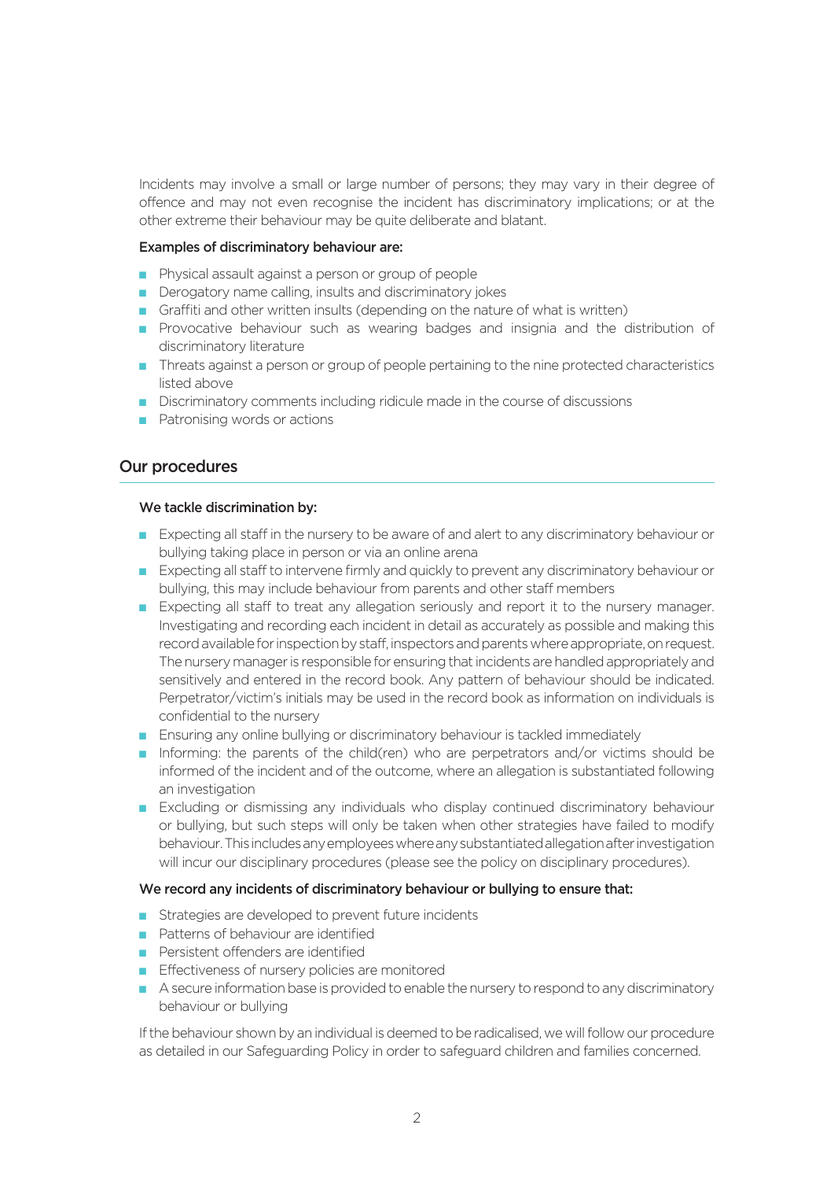Incidents may involve a small or large number of persons; they may vary in their degree of offence and may not even recognise the incident has discriminatory implications; or at the other extreme their behaviour may be quite deliberate and blatant.

**Examples of discriminatory behaviour are:**

- Physical assault against a person or group of people
- Derogatory name calling, insults and discriminatory jokes
- Graffiti and other written insults (depending on the nature of what is written)
- Provocative behaviour such as wearing badges and insignia and the distribution of discriminatory literature
- Threats against a person or group of people pertaining to the nine protected characteristics listed above
- Discriminatory comments including ridicule made in the course of discussions
- Patronising words or actions

## Our procedures

**We tackle discrimination by:**

- Expecting all staff in the nursery to be aware of and alert to any discriminatory behaviour or bullying taking place in person or via an online arena
- Expecting all staff to intervene firmly and quickly to prevent any discriminatory behaviour or bullying, this may include behaviour from parents and other staff members
- Expecting all staff to treat any allegation seriously and report it to the nursery manager. Investigating and recording each incident in detail as accurately as possible and making this record available for inspection by staff, inspectors and parents where appropriate, on request. The nursery manager is responsible for ensuring that incidents are handled appropriately and sensitively and entered in the record book. Any pattern of behaviour should be indicated. Perpetrator/victim's initials may be used in the record book as information on individuals is confidential to the nursery
- Ensuring any online bullying or discriminatory behaviour is tackled immediately
- Informing: the parents of the child(ren) who are perpetrators and/or victims should be informed of the incident and of the outcome, where an allegation is substantiated following an investigation
- Excluding or dismissing any individuals who display continued discriminatory behaviour or bullying, but such steps will only be taken when other strategies have failed to modify behaviour. This includes any employees where any substantiated allegation after investigation will incur our disciplinary procedures (please see the policy on disciplinary procedures).

**We record any incidents of discriminatory behaviour or bullying to ensure that:**

- Strategies are developed to prevent future incidents
- Patterns of behaviour are identified
- Persistent offenders are identified
- Effectiveness of nursery policies are monitored
- A secure information base is provided to enable the nursery to respond to any discriminatory behaviour or bullying

If the behaviour shown by an individual is deemed to be radicalised, we will follow our procedure as detailed in our Safeguarding Policy in order to safeguard children and families concerned.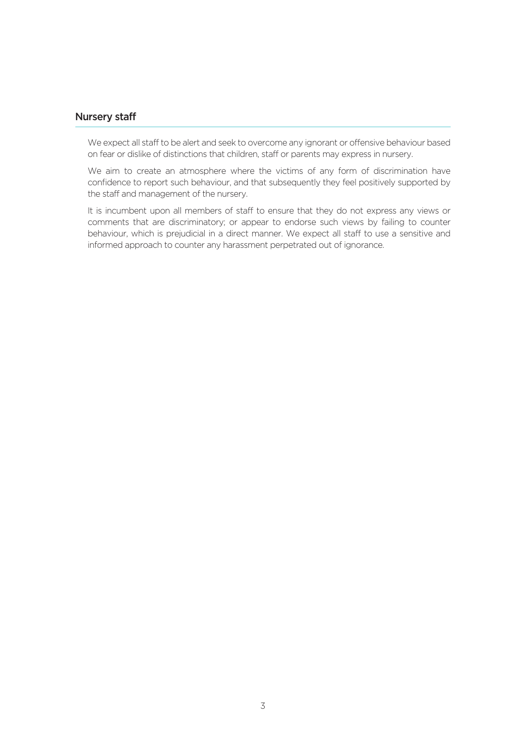## Nursery staff

We expect all staff to be alert and seek to overcome any ignorant or offensive behaviour based on fear or dislike of distinctions that children, staff or parents may express in nursery.

We aim to create an atmosphere where the victims of any form of discrimination have confidence to report such behaviour, and that subsequently they feel positively supported by the staff and management of the nursery.

It is incumbent upon all members of staff to ensure that they do not express any views or comments that are discriminatory; or appear to endorse such views by failing to counter behaviour, which is prejudicial in a direct manner. We expect all staff to use a sensitive and informed approach to counter any harassment perpetrated out of ignorance.